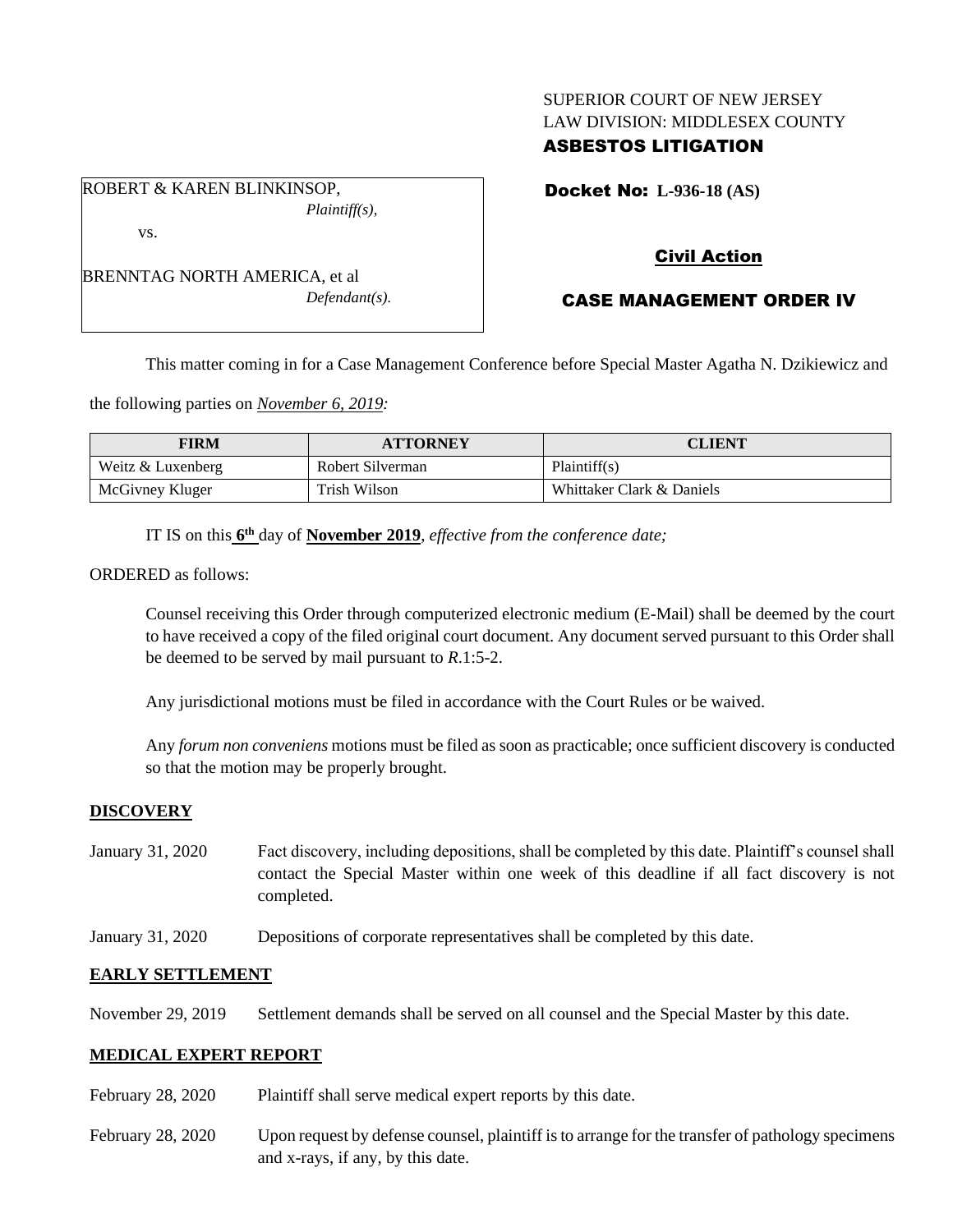SUPERIOR COURT OF NEW JERSEY
LAW DIVISION: MIDDLESEX COUNTY
**ASBESTOS LITIGATION**

ROBERT & KAREN BLINKINSOP,
*Plaintiff(s),*

vs.

BRENNTAG NORTH AMERICA, et al
*Defendant(s).*

**Docket No: L-936-18 (AS)**

**Civil Action**

**CASE MANAGEMENT ORDER IV**

This matter coming in for a Case Management Conference before Special Master Agatha N. Dzikiewicz and the following parties on *November 6, 2019:*

| FIRM | ATTORNEY | CLIENT |
|---|---|---|
| Weitz & Luxenberg | Robert Silverman | Plaintiff(s) |
| McGivney Kluger | Trish Wilson | Whittaker Clark & Daniels |

IT IS on this **6th** day of **November 2019**, *effective from the conference date;*

ORDERED as follows:

Counsel receiving this Order through computerized electronic medium (E-Mail) shall be deemed by the court to have received a copy of the filed original court document. Any document served pursuant to this Order shall be deemed to be served by mail pursuant to *R*.1:5-2.

Any jurisdictional motions must be filed in accordance with the Court Rules or be waived.

Any *forum non conveniens* motions must be filed as soon as practicable; once sufficient discovery is conducted so that the motion may be properly brought.

## DISCOVERY

January 31, 2020 — Fact discovery, including depositions, shall be completed by this date. Plaintiff's counsel shall contact the Special Master within one week of this deadline if all fact discovery is not completed.

January 31, 2020 — Depositions of corporate representatives shall be completed by this date.

## EARLY SETTLEMENT

November 29, 2019 — Settlement demands shall be served on all counsel and the Special Master by this date.

## MEDICAL EXPERT REPORT

February 28, 2020 — Plaintiff shall serve medical expert reports by this date.

February 28, 2020 — Upon request by defense counsel, plaintiff is to arrange for the transfer of pathology specimens and x-rays, if any, by this date.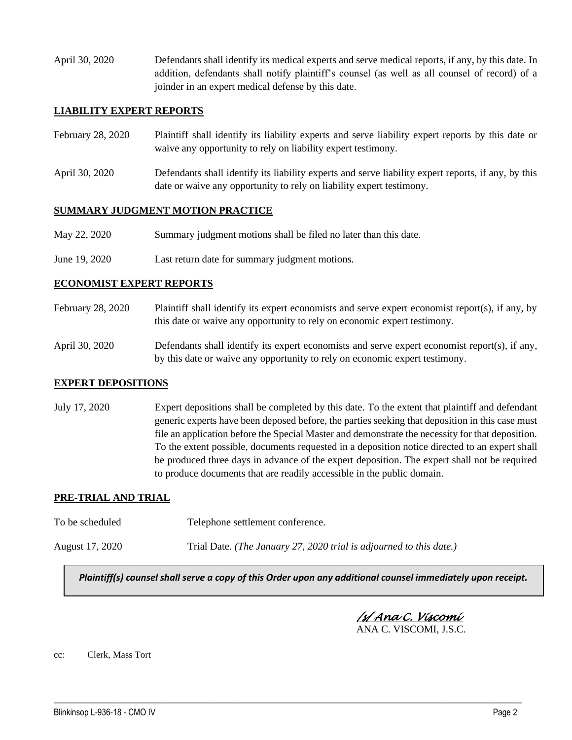April 30, 2020 Defendants shall identify its medical experts and serve medical reports, if any, by this date. In addition, defendants shall notify plaintiff's counsel (as well as all counsel of record) of a joinder in an expert medical defense by this date.

**LIABILITY EXPERT REPORTS**

February 28, 2020 Plaintiff shall identify its liability experts and serve liability expert reports by this date or waive any opportunity to rely on liability expert testimony.

April 30, 2020 Defendants shall identify its liability experts and serve liability expert reports, if any, by this date or waive any opportunity to rely on liability expert testimony.

**SUMMARY JUDGMENT MOTION PRACTICE**

May 22, 2020 Summary judgment motions shall be filed no later than this date.

June 19, 2020 Last return date for summary judgment motions.

**ECONOMIST EXPERT REPORTS**

February 28, 2020 Plaintiff shall identify its expert economists and serve expert economist report(s), if any, by this date or waive any opportunity to rely on economic expert testimony.

April 30, 2020 Defendants shall identify its expert economists and serve expert economist report(s), if any, by this date or waive any opportunity to rely on economic expert testimony.

**EXPERT DEPOSITIONS**

July 17, 2020 Expert depositions shall be completed by this date. To the extent that plaintiff and defendant generic experts have been deposed before, the parties seeking that deposition in this case must file an application before the Special Master and demonstrate the necessity for that deposition. To the extent possible, documents requested in a deposition notice directed to an expert shall be produced three days in advance of the expert deposition. The expert shall not be required to produce documents that are readily accessible in the public domain.

**PRE-TRIAL AND TRIAL**

To be scheduled Telephone settlement conference.

August 17, 2020 Trial Date. *(The January 27, 2020 trial is adjourned to this date.)*

***Plaintiff(s) counsel shall serve a copy of this Order upon any additional counsel immediately upon receipt.***

*/s/ Ana C. Viscomi*
ANA C. VISCOMI, J.S.C.

cc: Clerk, Mass Tort

Blinkinsop L-936-18 - CMO IV